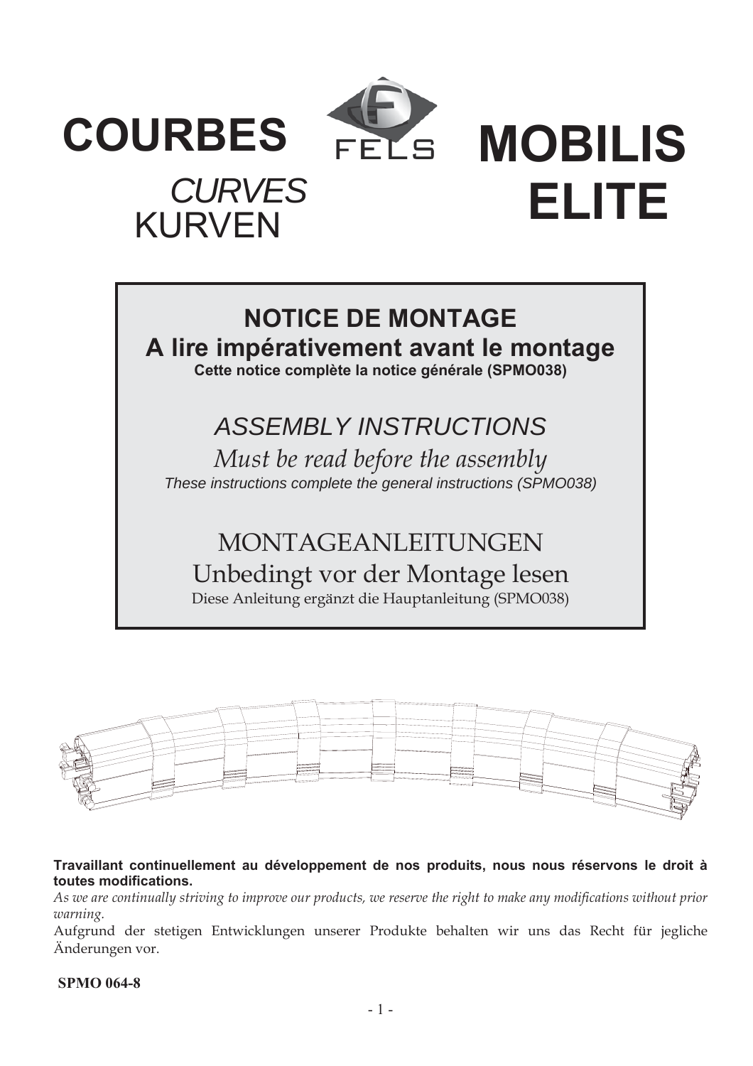# COURBES

*CURVES*

KURVEN

FELS

# MOBILIS ELITE

## NOTICE DE MONTAGE

**A lire impérativement avant le montage**

**Cette notice complète la notice générale (SPMO038)**

## *ASSEMBLY INSTRUCTIONS*

*Must be read before the assembly*

*These instructions complete the general instructions (SPMO038)*

## MONTAGEANLEITUNGEN

Unbedingt vor der Montage lesen

Diese Anleitung ergänzt die Hauptanleitung (SPMO038)

**Travaillant continuellement au développement de nos produits, nous nous réservons le droit à toutes modifications.**

*As we are continually striving to improve our products, we reserve the right to make any modifications without prior warning.*

Aufgrund der stetigen Entwicklungen unserer Produkte behalten wir uns das Recht für jegliche Änderungen vor.

**SPMO 064-8**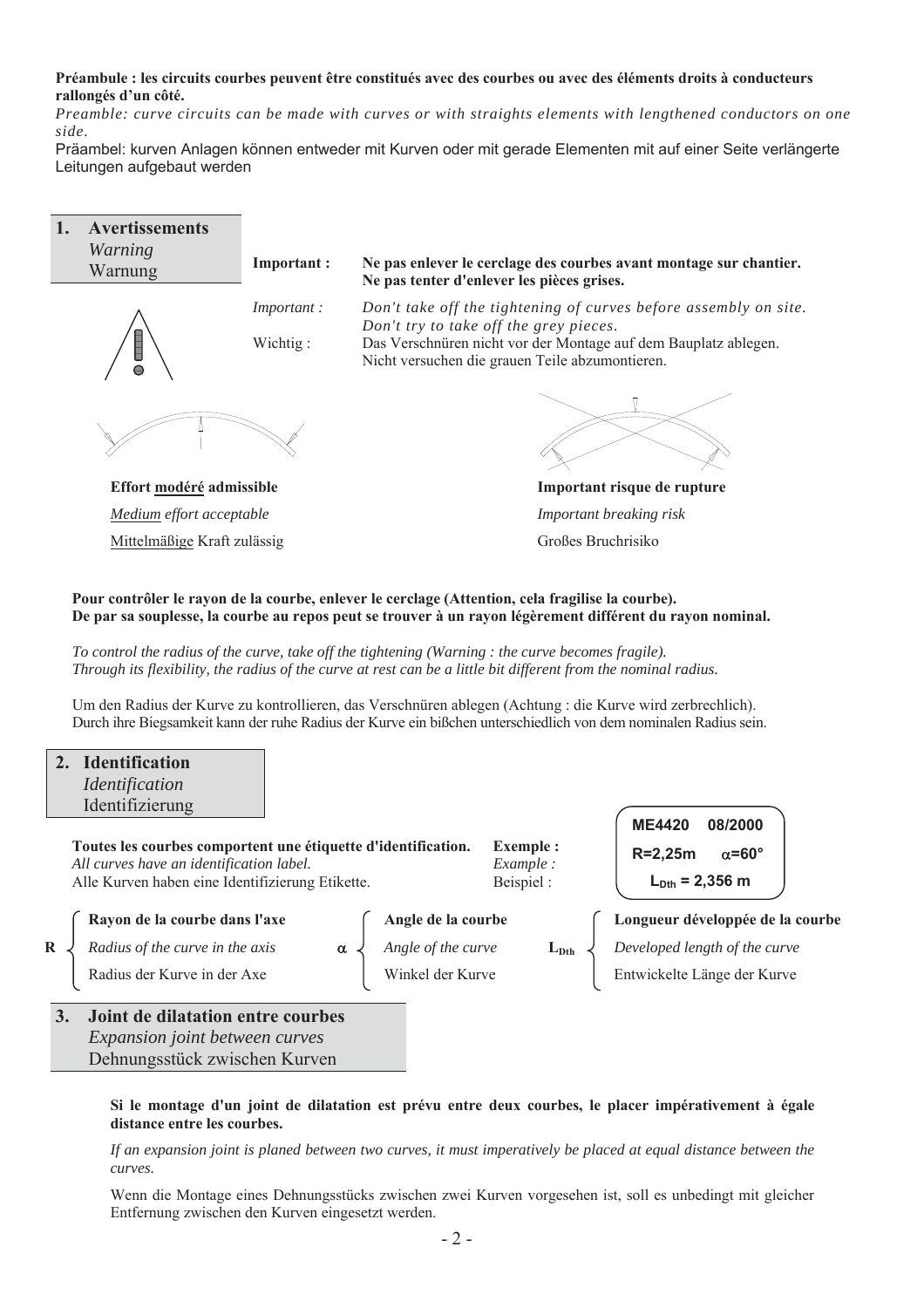**Préambule : les circuits courbes peuvent être constitués avec des courbes ou avec des éléments droits à conducteurs rallongés d'un côté.**

*Preamble: curve circuits can be made with curves or with straights elements with lengthened conductors on one side.*

Präambel: kurven Anlagen können entweder mit Kurven oder mit gerade Elementen mit auf einer Seite verlängerte Leitungen aufgebaut werden

## 1. Avertissements
*Warning*
Warnung

**Important : Ne pas enlever le cerclage des courbes avant montage sur chantier. Ne pas tenter d'enlever les pièces grises.**

*Important : Don't take off the tightening of curves before assembly on site. Don't try to take off the grey pieces.*

Wichtig : Das Verschnüren nicht vor der Montage auf dem Bauplatz ablegen. Nicht versuchen die grauen Teile abzumontieren.

**Effort modéré admissible**
*Medium effort acceptable*
Mittelmäßige Kraft zulässig

**Important risque de rupture**
*Important breaking risk*
Großes Bruchrisiko

**Pour contrôler le rayon de la courbe, enlever le cerclage (Attention, cela fragilise la courbe). De par sa souplesse, la courbe au repos peut se trouver à un rayon légèrement différent du rayon nominal.**

*To control the radius of the curve, take off the tightening (Warning : the curve becomes fragile). Through its flexibility, the radius of the curve at rest can be a little bit different from the nominal radius.*

Um den Radius der Kurve zu kontrollieren, das Verschnüren ablegen (Achtung : die Kurve wird zerbrechlich). Durch ihre Biegsamkeit kann der ruhe Radius der Kurve ein bißchen unterschiedlich von dem nominalen Radius sein.

## 2. Identification
*Identification*
Identifizierung

**Toutes les courbes comportent une étiquette d'identification.**
*All curves have an identification label.*
Alle Kurven haben eine Identifizierung Etikette.

**Exemple :** / *Example :* / Beispiel :

ME4420 08/2000
R=2,25m $\alpha$=60°
$L_{Dth}$ = 2,356 m

R : **Rayon de la courbe dans l'axe** / *Radius of the curve in the axis* / Radius der Kurve in der Axe

$\alpha$ : **Angle de la courbe** / *Angle of the curve* / Winkel der Kurve

$L_{Dth}$ : **Longueur développée de la courbe** / *Developed length of the curve* / Entwickelte Länge der Kurve

## 3. Joint de dilatation entre courbes
*Expansion joint between curves*
Dehnungsstück zwischen Kurven

**Si le montage d'un joint de dilatation est prévu entre deux courbes, le placer impérativement à égale distance entre les courbes.**

*If an expansion joint is planed between two curves, it must imperatively be placed at equal distance between the curves.*

Wenn die Montage eines Dehnungsstücks zwischen zwei Kurven vorgesehen ist, soll es unbedingt mit gleicher Entfernung zwischen den Kurven eingesetzt werden.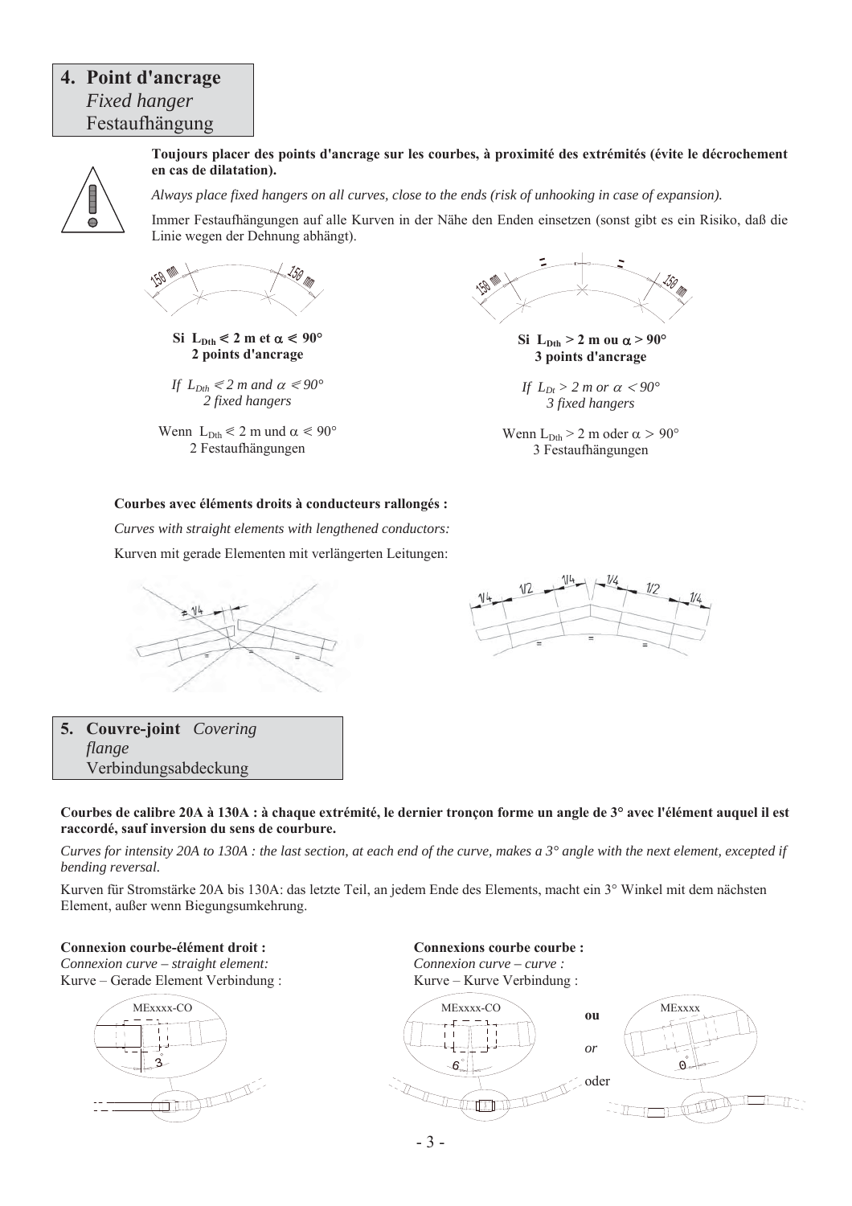## 4. Point d'ancrage
*Fixed hanger*
Festaufhängung

**Toujours placer des points d'ancrage sur les courbes, à proximité des extrémités (évite le décrochement en cas de dilatation).**

*Always place fixed hangers on all curves, close to the ends (risk of unhooking in case of expansion).*

Immer Festaufhängungen auf alle Kurven in der Nähe den Enden einsetzen (sonst gibt es ein Risiko, daß die Linie wegen der Dehnung abhängt).

**Si $L_{Dth} \leqslant 2$ m et $\alpha \leqslant 90°$**
**2 points d'ancrage**

*If $L_{Dth} \leqslant 2$ m and $\alpha \leqslant 90°$*
*2 fixed hangers*

Wenn $L_{Dth} \leqslant 2$ m und $\alpha \leqslant 90°$
2 Festaufhängungen

**Si $L_{Dth} > 2$ m ou $\alpha > 90°$**
**3 points d'ancrage**

*If $L_{Dt} > 2$ m or $\alpha < 90°$*
*3 fixed hangers*

Wenn $L_{Dth} > 2$ m oder $\alpha > 90°$
3 Festaufhängungen

**Courbes avec éléments droits à conducteurs rallongés :**

*Curves with straight elements with lengthened conductors:*

Kurven mit gerade Elementen mit verlängerten Leitungen:

## 5. Couvre-joint *Covering flange*
Verbindungsabdeckung

**Courbes de calibre 20A à 130A : à chaque extrémité, le dernier tronçon forme un angle de 3° avec l'élément auquel il est raccordé, sauf inversion du sens de courbure.**

*Curves for intensity 20A to 130A : the last section, at each end of the curve, makes a 3° angle with the next element, excepted if bending reversal.*

Kurven für Stromstärke 20A bis 130A: das letzte Teil, an jedem Ende des Elements, macht ein 3° Winkel mit dem nächsten Element, außer wenn Biegungsumkehrung.

**Connexion courbe-élément droit :**
*Connexion curve – straight element:*
Kurve – Gerade Element Verbindung :

**Connexions courbe courbe :**
*Connexion curve – curve :*
Kurve – Kurve Verbindung :

**ou** *or* oder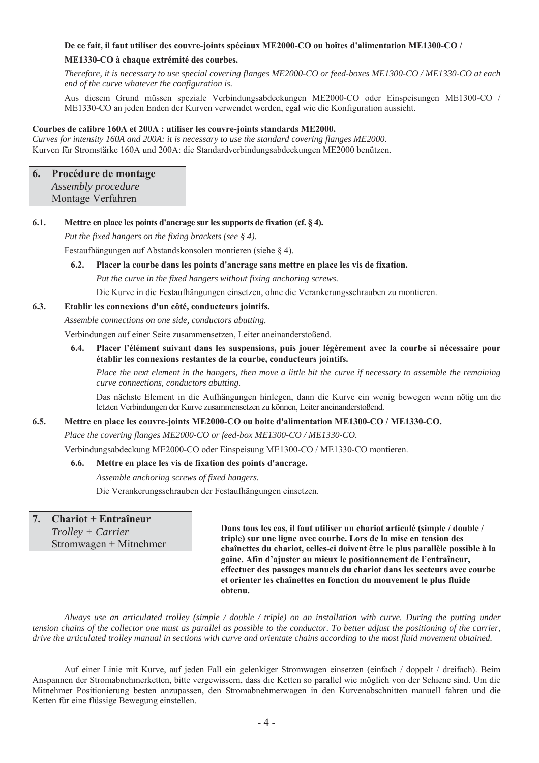**De ce fait, il faut utiliser des couvre-joints spéciaux ME2000-CO ou boîtes d'alimentation ME1300-CO / ME1330-CO à chaque extrémité des courbes.**

*Therefore, it is necessary to use special covering flanges ME2000-CO or feed-boxes ME1300-CO / ME1330-CO at each end of the curve whatever the configuration is.*

Aus diesem Grund müssen speziale Verbindungsabdeckungen ME2000-CO oder Einspeisungen ME1300-CO / ME1330-CO an jeden Enden der Kurven verwendet werden, egal wie die Konfiguration aussieht.

**Courbes de calibre 160A et 200A : utiliser les couvre-joints standards ME2000.**
*Curves for intensity 160A and 200A: it is necessary to use the standard covering flanges ME2000.*
Kurven für Stromstärke 160A und 200A: die Standardverbindungsabdeckungen ME2000 benützen.

## 6. Procédure de montage
*Assembly procedure*
Montage Verfahren

**6.1. Mettre en place les points d'ancrage sur les supports de fixation (cf. § 4).**

*Put the fixed hangers on the fixing brackets (see § 4).*

Festaufhängungen auf Abstandskonsolen montieren (siehe § 4).

**6.2. Placer la courbe dans les points d'ancrage sans mettre en place les vis de fixation.**

*Put the curve in the fixed hangers without fixing anchoring screws.*

Die Kurve in die Festaufhängungen einsetzen, ohne die Verankerungsschrauben zu montieren.

**6.3. Etablir les connexions d'un côté, conducteurs jointifs.**

*Assemble connections on one side, conductors abutting.*

Verbindungen auf einer Seite zusammensetzen, Leiter aneinanderstoßend.

**6.4. Placer l'élément suivant dans les suspensions, puis jouer légèrement avec la courbe si nécessaire pour établir les connexions restantes de la courbe, conducteurs jointifs.**

*Place the next element in the hangers, then move a little bit the curve if necessary to assemble the remaining curve connections, conductors abutting.*

Das nächste Element in die Aufhängungen hinlegen, dann die Kurve ein wenig bewegen wenn nötig um die letzten Verbindungen der Kurve zusammensetzen zu können, Leiter aneinanderstoßend.

**6.5. Mettre en place les couvre-joints ME2000-CO ou boite d'alimentation ME1300-CO / ME1330-CO.**

*Place the covering flanges ME2000-CO or feed-box ME1300-CO / ME1330-CO.*

Verbindungsabdeckung ME2000-CO oder Einspeisung ME1300-CO / ME1330-CO montieren.

**6.6. Mettre en place les vis de fixation des points d'ancrage.**

*Assemble anchoring screws of fixed hangers.*

Die Verankerungsschrauben der Festaufhängungen einsetzen.

## 7. Chariot + Entraîneur
*Trolley + Carrier*
Stromwagen + Mitnehmer

**Dans tous les cas, il faut utiliser un chariot articulé (simple / double / triple) sur une ligne avec courbe. Lors de la mise en tension des chaînettes du chariot, celles-ci doivent être le plus parallèle possible à la gaine. Afin d'ajuster au mieux le positionnement de l'entraîneur, effectuer des passages manuels du chariot dans les secteurs avec courbe et orienter les chaînettes en fonction du mouvement le plus fluide obtenu.**

*Always use an articulated trolley (simple / double / triple) on an installation with curve. During the putting under tension chains of the collector one must as parallel as possible to the conductor. To better adjust the positioning of the carrier, drive the articulated trolley manual in sections with curve and orientate chains according to the most fluid movement obtained.*

Auf einer Linie mit Kurve, auf jeden Fall ein gelenkiger Stromwagen einsetzen (einfach / doppelt / dreifach). Beim Anspannen der Stromabnehmerketten, bitte vergewissern, dass die Ketten so parallel wie möglich von der Schiene sind. Um die Mitnehmer Positionierung besten anzupassen, den Stromabnehmerwagen in den Kurvenabschnitten manuell fahren und die Ketten für eine flüssige Bewegung einstellen.